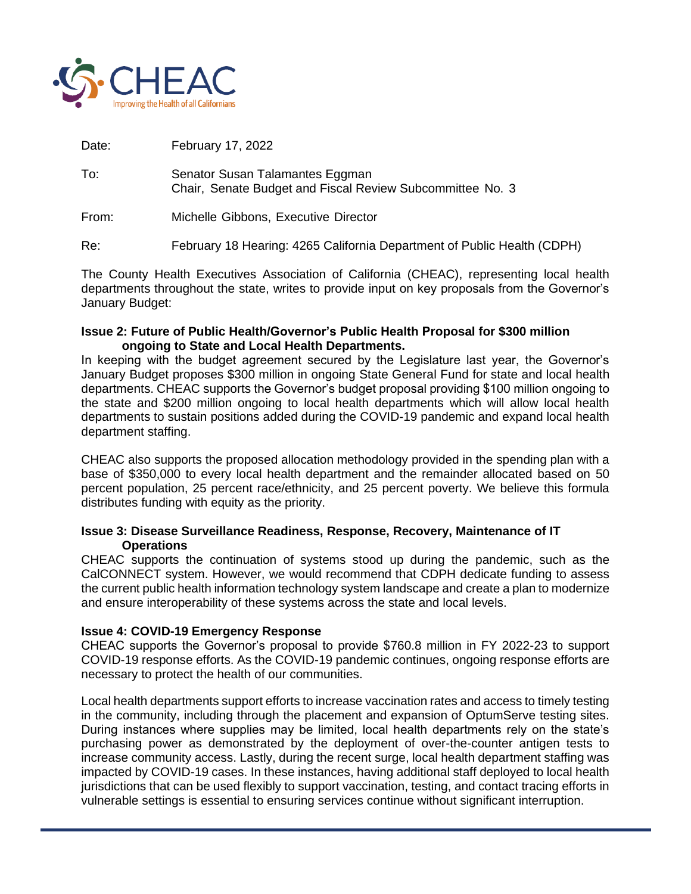CHEAC

Improving the Health of all Californians

| | |
|---|---|
| Date: | February 17, 2022 |
| To: | Senator Susan Talamantes Eggman<br>Chair, Senate Budget and Fiscal Review Subcommittee No. 3 |
| From: | Michelle Gibbons, Executive Director |
| Re: | February 18 Hearing: 4265 California Department of Public Health (CDPH) |

The County Health Executives Association of California (CHEAC), representing local health departments throughout the state, writes to provide input on key proposals from the Governor's January Budget:

**Issue 2: Future of Public Health/Governor's Public Health Proposal for $300 million ongoing to State and Local Health Departments.**

In keeping with the budget agreement secured by the Legislature last year, the Governor's January Budget proposes $300 million in ongoing State General Fund for state and local health departments. CHEAC supports the Governor's budget proposal providing $100 million ongoing to the state and $200 million ongoing to local health departments which will allow local health departments to sustain positions added during the COVID-19 pandemic and expand local health department staffing.

CHEAC also supports the proposed allocation methodology provided in the spending plan with a base of $350,000 to every local health department and the remainder allocated based on 50 percent population, 25 percent race/ethnicity, and 25 percent poverty. We believe this formula distributes funding with equity as the priority.

**Issue 3: Disease Surveillance Readiness, Response, Recovery, Maintenance of IT Operations**

CHEAC supports the continuation of systems stood up during the pandemic, such as the CalCONNECT system. However, we would recommend that CDPH dedicate funding to assess the current public health information technology system landscape and create a plan to modernize and ensure interoperability of these systems across the state and local levels.

**Issue 4: COVID-19 Emergency Response**

CHEAC supports the Governor's proposal to provide $760.8 million in FY 2022-23 to support COVID-19 response efforts. As the COVID-19 pandemic continues, ongoing response efforts are necessary to protect the health of our communities.

Local health departments support efforts to increase vaccination rates and access to timely testing in the community, including through the placement and expansion of OptumServe testing sites. During instances where supplies may be limited, local health departments rely on the state's purchasing power as demonstrated by the deployment of over-the-counter antigen tests to increase community access. Lastly, during the recent surge, local health department staffing was impacted by COVID-19 cases. In these instances, having additional staff deployed to local health jurisdictions that can be used flexibly to support vaccination, testing, and contact tracing efforts in vulnerable settings is essential to ensuring services continue without significant interruption.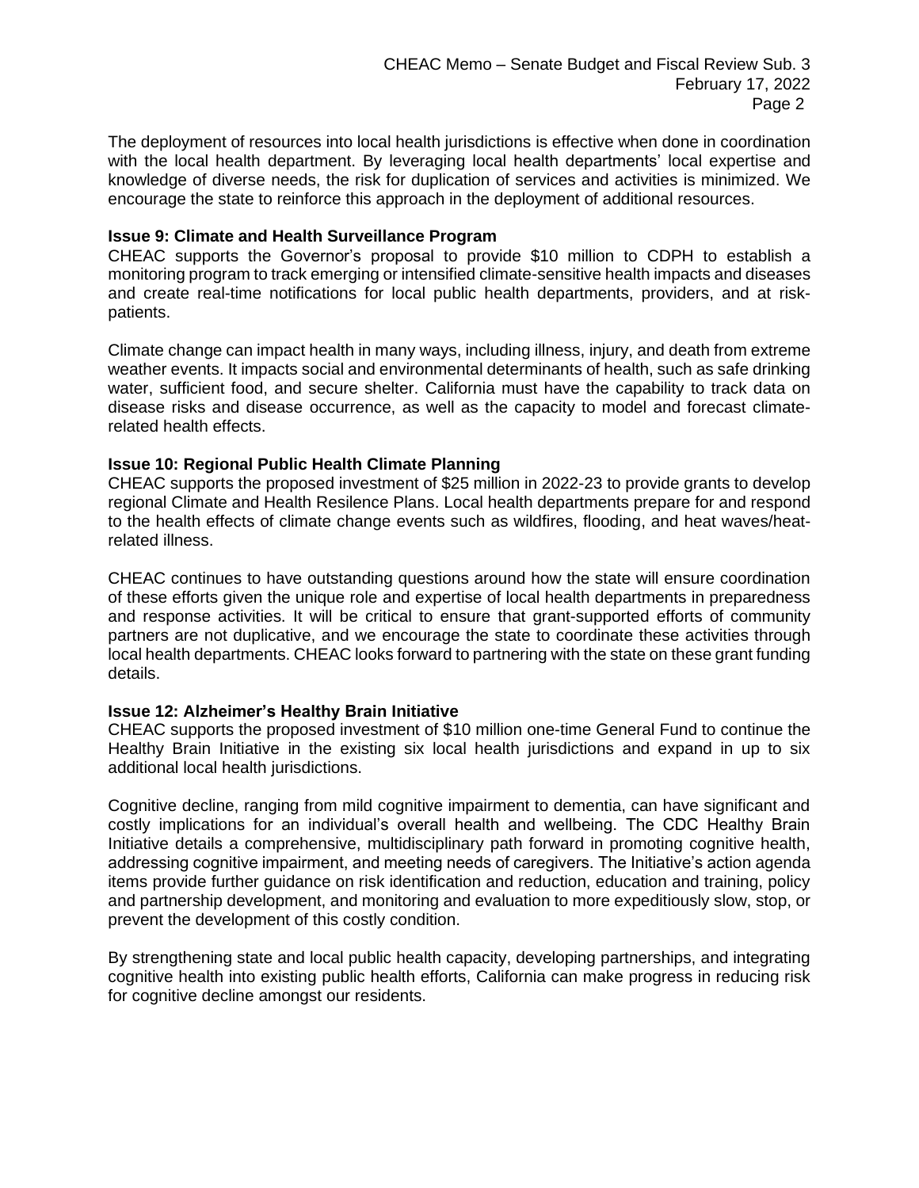The deployment of resources into local health jurisdictions is effective when done in coordination with the local health department. By leveraging local health departments' local expertise and knowledge of diverse needs, the risk for duplication of services and activities is minimized. We encourage the state to reinforce this approach in the deployment of additional resources.

**Issue 9: Climate and Health Surveillance Program**

CHEAC supports the Governor's proposal to provide $10 million to CDPH to establish a monitoring program to track emerging or intensified climate-sensitive health impacts and diseases and create real-time notifications for local public health departments, providers, and at risk-patients.

Climate change can impact health in many ways, including illness, injury, and death from extreme weather events. It impacts social and environmental determinants of health, such as safe drinking water, sufficient food, and secure shelter. California must have the capability to track data on disease risks and disease occurrence, as well as the capacity to model and forecast climate-related health effects.

**Issue 10: Regional Public Health Climate Planning**

CHEAC supports the proposed investment of $25 million in 2022-23 to provide grants to develop regional Climate and Health Resilence Plans. Local health departments prepare for and respond to the health effects of climate change events such as wildfires, flooding, and heat waves/heat-related illness.

CHEAC continues to have outstanding questions around how the state will ensure coordination of these efforts given the unique role and expertise of local health departments in preparedness and response activities. It will be critical to ensure that grant-supported efforts of community partners are not duplicative, and we encourage the state to coordinate these activities through local health departments. CHEAC looks forward to partnering with the state on these grant funding details.

**Issue 12: Alzheimer's Healthy Brain Initiative**

CHEAC supports the proposed investment of $10 million one-time General Fund to continue the Healthy Brain Initiative in the existing six local health jurisdictions and expand in up to six additional local health jurisdictions.

Cognitive decline, ranging from mild cognitive impairment to dementia, can have significant and costly implications for an individual's overall health and wellbeing. The CDC Healthy Brain Initiative details a comprehensive, multidisciplinary path forward in promoting cognitive health, addressing cognitive impairment, and meeting needs of caregivers. The Initiative's action agenda items provide further guidance on risk identification and reduction, education and training, policy and partnership development, and monitoring and evaluation to more expeditiously slow, stop, or prevent the development of this costly condition.

By strengthening state and local public health capacity, developing partnerships, and integrating cognitive health into existing public health efforts, California can make progress in reducing risk for cognitive decline amongst our residents.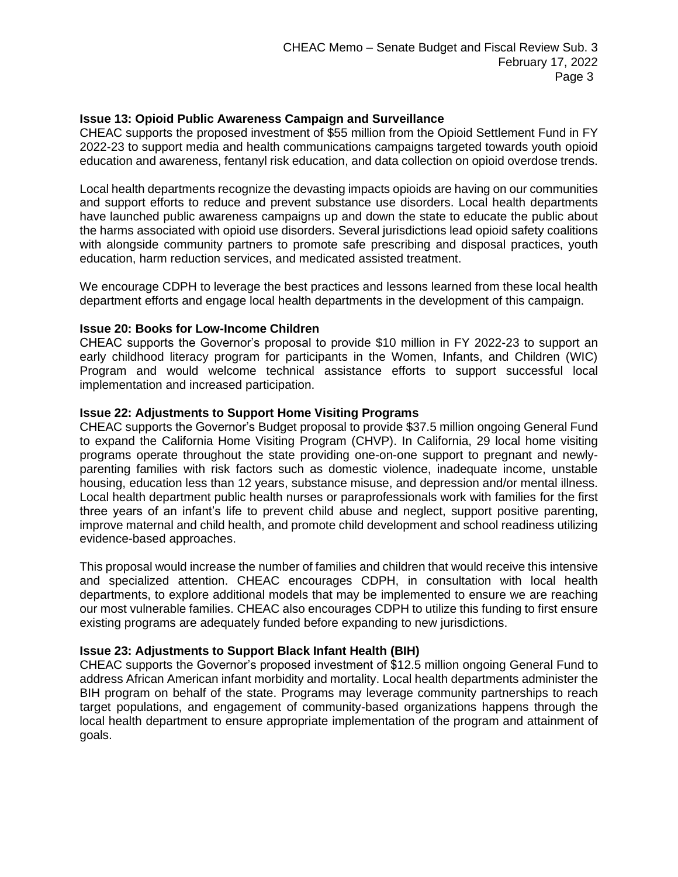**Issue 13: Opioid Public Awareness Campaign and Surveillance**

CHEAC supports the proposed investment of $55 million from the Opioid Settlement Fund in FY 2022-23 to support media and health communications campaigns targeted towards youth opioid education and awareness, fentanyl risk education, and data collection on opioid overdose trends.

Local health departments recognize the devasting impacts opioids are having on our communities and support efforts to reduce and prevent substance use disorders. Local health departments have launched public awareness campaigns up and down the state to educate the public about the harms associated with opioid use disorders. Several jurisdictions lead opioid safety coalitions with alongside community partners to promote safe prescribing and disposal practices, youth education, harm reduction services, and medicated assisted treatment.

We encourage CDPH to leverage the best practices and lessons learned from these local health department efforts and engage local health departments in the development of this campaign.

**Issue 20: Books for Low-Income Children**

CHEAC supports the Governor's proposal to provide $10 million in FY 2022-23 to support an early childhood literacy program for participants in the Women, Infants, and Children (WIC) Program and would welcome technical assistance efforts to support successful local implementation and increased participation.

**Issue 22: Adjustments to Support Home Visiting Programs**

CHEAC supports the Governor's Budget proposal to provide $37.5 million ongoing General Fund to expand the California Home Visiting Program (CHVP). In California, 29 local home visiting programs operate throughout the state providing one-on-one support to pregnant and newly-parenting families with risk factors such as domestic violence, inadequate income, unstable housing, education less than 12 years, substance misuse, and depression and/or mental illness. Local health department public health nurses or paraprofessionals work with families for the first three years of an infant's life to prevent child abuse and neglect, support positive parenting, improve maternal and child health, and promote child development and school readiness utilizing evidence-based approaches.

This proposal would increase the number of families and children that would receive this intensive and specialized attention. CHEAC encourages CDPH, in consultation with local health departments, to explore additional models that may be implemented to ensure we are reaching our most vulnerable families. CHEAC also encourages CDPH to utilize this funding to first ensure existing programs are adequately funded before expanding to new jurisdictions.

**Issue 23: Adjustments to Support Black Infant Health (BIH)**

CHEAC supports the Governor's proposed investment of $12.5 million ongoing General Fund to address African American infant morbidity and mortality. Local health departments administer the BIH program on behalf of the state. Programs may leverage community partnerships to reach target populations, and engagement of community-based organizations happens through the local health department to ensure appropriate implementation of the program and attainment of goals.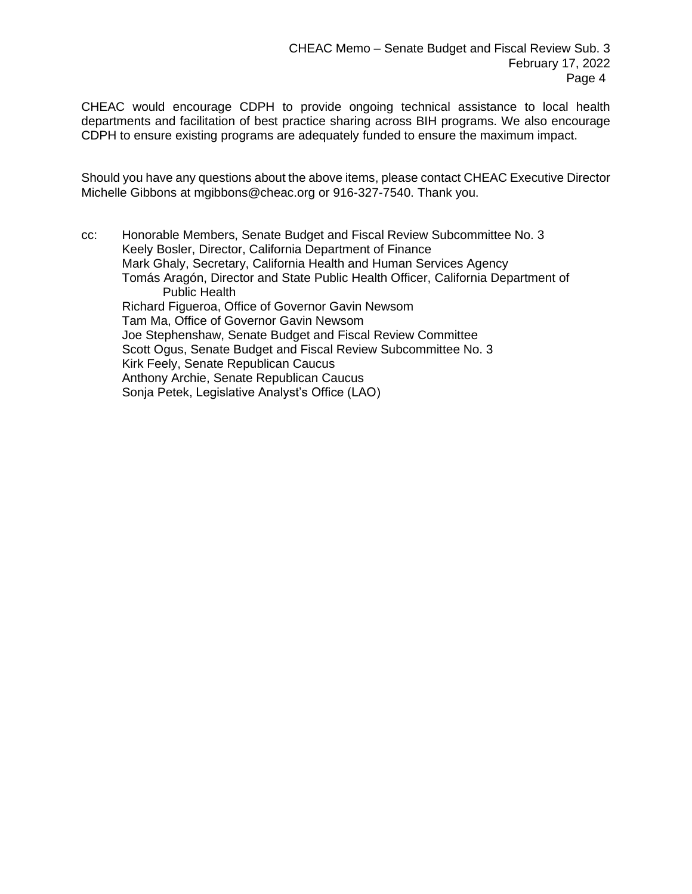CHEAC would encourage CDPH to provide ongoing technical assistance to local health departments and facilitation of best practice sharing across BIH programs. We also encourage CDPH to ensure existing programs are adequately funded to ensure the maximum impact.

Should you have any questions about the above items, please contact CHEAC Executive Director Michelle Gibbons at mgibbons@cheac.org or 916-327-7540. Thank you.

cc: Honorable Members, Senate Budget and Fiscal Review Subcommittee No. 3
Keely Bosler, Director, California Department of Finance
Mark Ghaly, Secretary, California Health and Human Services Agency
Tomás Aragón, Director and State Public Health Officer, California Department of Public Health
Richard Figueroa, Office of Governor Gavin Newsom
Tam Ma, Office of Governor Gavin Newsom
Joe Stephenshaw, Senate Budget and Fiscal Review Committee
Scott Ogus, Senate Budget and Fiscal Review Subcommittee No. 3
Kirk Feely, Senate Republican Caucus
Anthony Archie, Senate Republican Caucus
Sonja Petek, Legislative Analyst's Office (LAO)